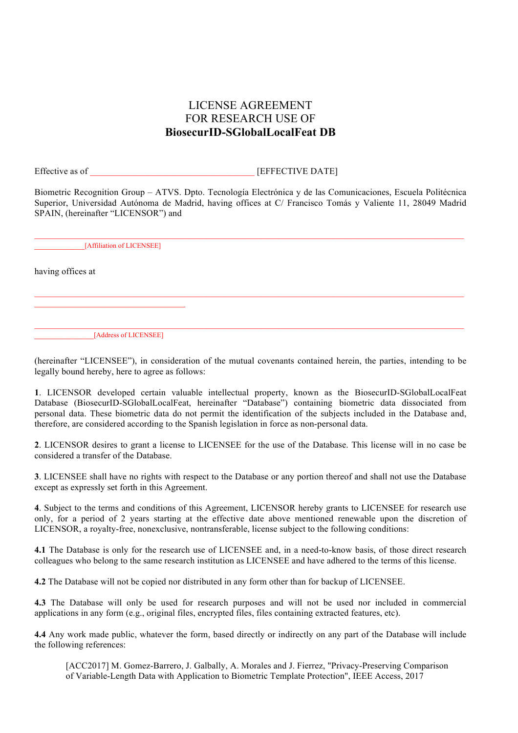# LICENSE AGREEMENT
# FOR RESEARCH USE OF
# **BiosecurID-SGlobalLocalFeat DB**

Effective as of ___________________________________ [EFFECTIVE DATE]

Biometric Recognition Group – ATVS. Dpto. Tecnología Electrónica y de las Comunicaciones, Escuela Politécnica Superior, Universidad Autónoma de Madrid, having offices at C/ Francisco Tomás y Valiente 11, 28049 Madrid SPAIN, (hereinafter "LICENSOR") and

_______________________________________________________________________________________________
_____________[Affiliation of LICENSEE]

having offices at

_______________________________________________________________________________________________
____________________________________

_______________________________________________________________________________________________
_______________[Address of LICENSEE]

(hereinafter "LICENSEE"), in consideration of the mutual covenants contained herein, the parties, intending to be legally bound hereby, here to agree as follows:

**1**. LICENSOR developed certain valuable intellectual property, known as the BiosecurID-SGlobalLocalFeat Database (BiosecurID-SGlobalLocalFeat, hereinafter "Database") containing biometric data dissociated from personal data. These biometric data do not permit the identification of the subjects included in the Database and, therefore, are considered according to the Spanish legislation in force as non-personal data.

**2**. LICENSOR desires to grant a license to LICENSEE for the use of the Database. This license will in no case be considered a transfer of the Database.

**3**. LICENSEE shall have no rights with respect to the Database or any portion thereof and shall not use the Database except as expressly set forth in this Agreement.

**4**. Subject to the terms and conditions of this Agreement, LICENSOR hereby grants to LICENSEE for research use only, for a period of 2 years starting at the effective date above mentioned renewable upon the discretion of LICENSOR, a royalty-free, nonexclusive, nontransferable, license subject to the following conditions:

**4.1** The Database is only for the research use of LICENSEE and, in a need-to-know basis, of those direct research colleagues who belong to the same research institution as LICENSEE and have adhered to the terms of this license.

**4.2** The Database will not be copied nor distributed in any form other than for backup of LICENSEE.

**4.3** The Database will only be used for research purposes and will not be used nor included in commercial applications in any form (e.g., original files, encrypted files, files containing extracted features, etc).

**4.4** Any work made public, whatever the form, based directly or indirectly on any part of the Database will include the following references:

> [ACC2017] M. Gomez-Barrero, J. Galbally, A. Morales and J. Fierrez, "Privacy-Preserving Comparison of Variable-Length Data with Application to Biometric Template Protection", IEEE Access, 2017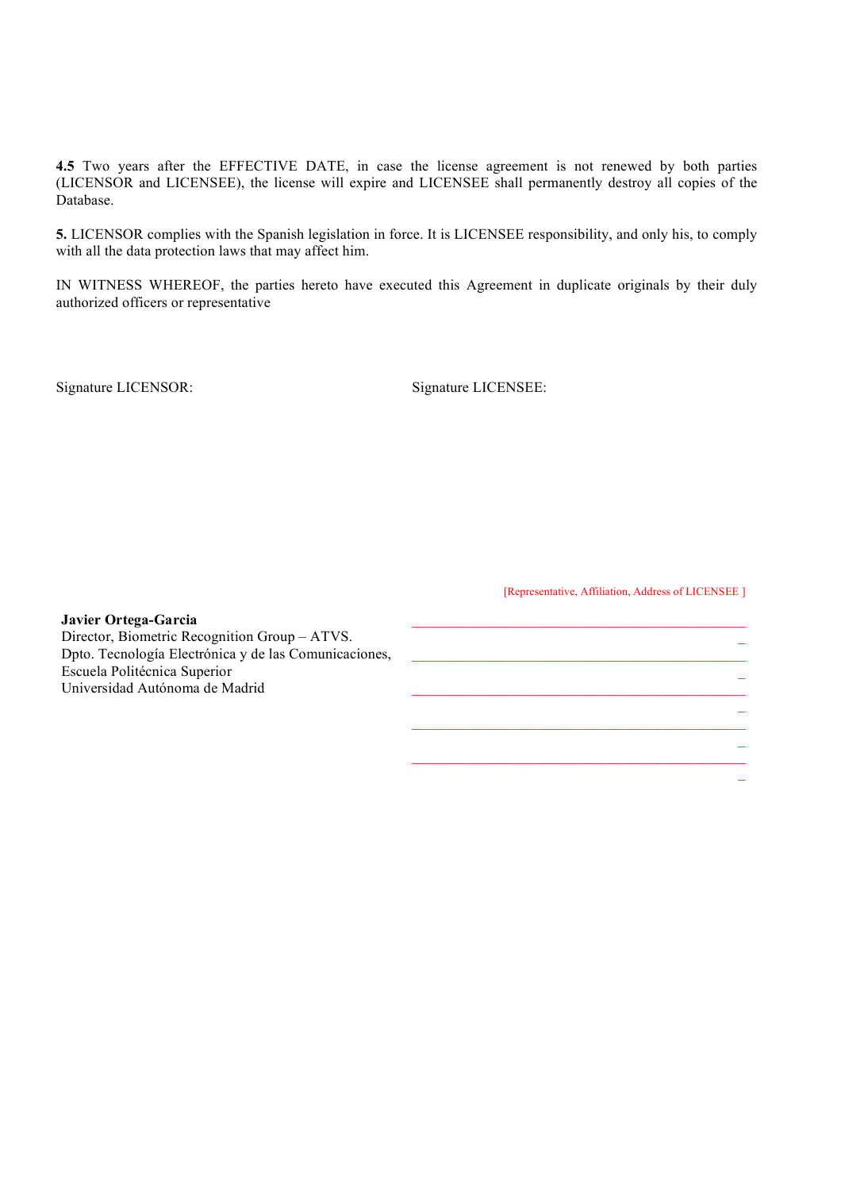**4.5** Two years after the EFFECTIVE DATE, in case the license agreement is not renewed by both parties (LICENSOR and LICENSEE), the license will expire and LICENSEE shall permanently destroy all copies of the Database.

**5.** LICENSOR complies with the Spanish legislation in force. It is LICENSEE responsibility, and only his, to comply with all the data protection laws that may affect him.

IN WITNESS WHEREOF, the parties hereto have executed this Agreement in duplicate originals by their duly authorized officers or representative

Signature LICENSOR:

Signature LICENSEE:

[Representative, Affiliation, Address of LICENSEE ]

**Javier Ortega-Garcia**
Director, Biometric Recognition Group – ATVS.
Dpto. Tecnología Electrónica y de las Comunicaciones,
Escuela Politécnica Superior
Universidad Autónoma de Madrid

______________________________________________

______________________________________________

______________________________________________

______________________________________________

______________________________________________